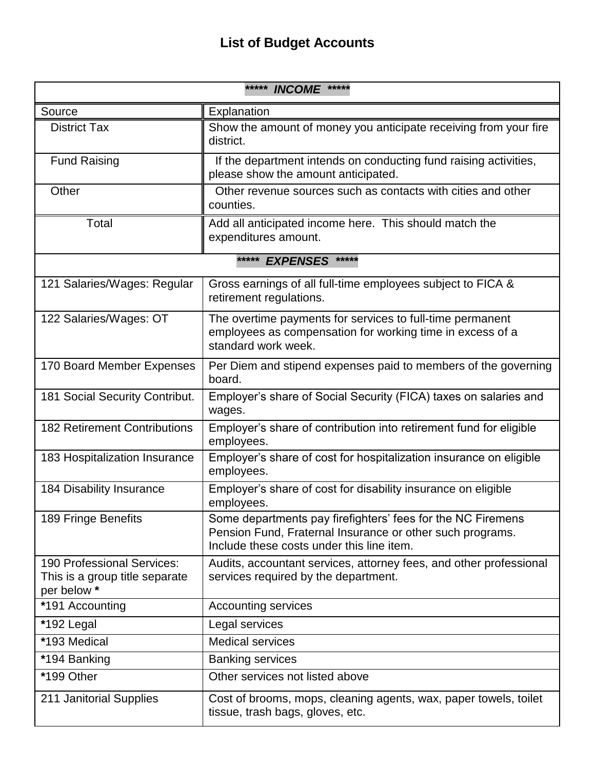# List of Budget Accounts

| ***** INCOME ***** | |
|---|---|
| Source | Explanation |
| District Tax | Show the amount of money you anticipate receiving from your fire district. |
| Fund Raising | If the department intends on conducting fund raising activities, please show the amount anticipated. |
| Other | Other revenue sources such as contacts with cities and other counties. |
| Total | Add all anticipated income here. This should match the expenditures amount. |
| ***** EXPENSES ***** | |
| 121 Salaries/Wages: Regular | Gross earnings of all full-time employees subject to FICA & retirement regulations. |
| 122 Salaries/Wages: OT | The overtime payments for services to full-time permanent employees as compensation for working time in excess of a standard work week. |
| 170 Board Member Expenses | Per Diem and stipend expenses paid to members of the governing board. |
| 181 Social Security Contribut. | Employer's share of Social Security (FICA) taxes on salaries and wages. |
| 182 Retirement Contributions | Employer's share of contribution into retirement fund for eligible employees. |
| 183 Hospitalization Insurance | Employer's share of cost for hospitalization insurance on eligible employees. |
| 184 Disability Insurance | Employer's share of cost for disability insurance on eligible employees. |
| 189 Fringe Benefits | Some departments pay firefighters' fees for the NC Firemens Pension Fund, Fraternal Insurance or other such programs. Include these costs under this line item. |
| 190 Professional Services: This is a group title separate per below **\*** | Audits, accountant services, attorney fees, and other professional services required by the department. |
| **\***191 Accounting | Accounting services |
| **\***192 Legal | Legal services |
| **\***193 Medical | Medical services |
| **\***194 Banking | Banking services |
| **\***199 Other | Other services not listed above |
| 211 Janitorial Supplies | Cost of brooms, mops, cleaning agents, wax, paper towels, toilet tissue, trash bags, gloves, etc. |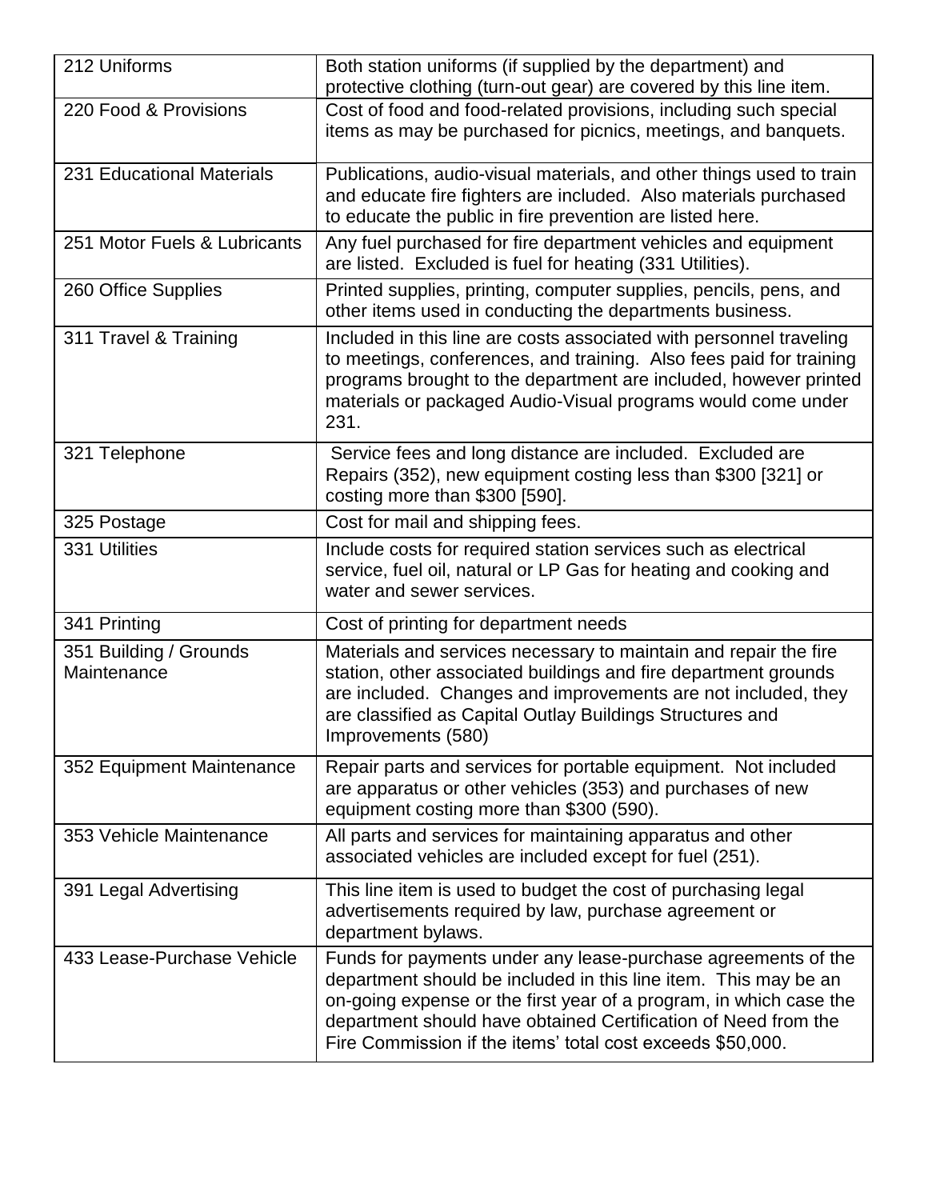| | |
|---|---|
| 212 Uniforms | Both station uniforms (if supplied by the department) and protective clothing (turn-out gear) are covered by this line item. |
| 220 Food & Provisions | Cost of food and food-related provisions, including such special items as may be purchased for picnics, meetings, and banquets. |
| 231 Educational Materials | Publications, audio-visual materials, and other things used to train and educate fire fighters are included. Also materials purchased to educate the public in fire prevention are listed here. |
| 251 Motor Fuels & Lubricants | Any fuel purchased for fire department vehicles and equipment are listed. Excluded is fuel for heating (331 Utilities). |
| 260 Office Supplies | Printed supplies, printing, computer supplies, pencils, pens, and other items used in conducting the departments business. |
| 311 Travel & Training | Included in this line are costs associated with personnel traveling to meetings, conferences, and training. Also fees paid for training programs brought to the department are included, however printed materials or packaged Audio-Visual programs would come under 231. |
| 321 Telephone | Service fees and long distance are included. Excluded are Repairs (352), new equipment costing less than $300 [321] or costing more than $300 [590]. |
| 325 Postage | Cost for mail and shipping fees. |
| 331 Utilities | Include costs for required station services such as electrical service, fuel oil, natural or LP Gas for heating and cooking and water and sewer services. |
| 341 Printing | Cost of printing for department needs |
| 351 Building / Grounds Maintenance | Materials and services necessary to maintain and repair the fire station, other associated buildings and fire department grounds are included. Changes and improvements are not included, they are classified as Capital Outlay Buildings Structures and Improvements (580) |
| 352 Equipment Maintenance | Repair parts and services for portable equipment. Not included are apparatus or other vehicles (353) and purchases of new equipment costing more than $300 (590). |
| 353 Vehicle Maintenance | All parts and services for maintaining apparatus and other associated vehicles are included except for fuel (251). |
| 391 Legal Advertising | This line item is used to budget the cost of purchasing legal advertisements required by law, purchase agreement or department bylaws. |
| 433 Lease-Purchase Vehicle | Funds for payments under any lease-purchase agreements of the department should be included in this line item. This may be an on-going expense or the first year of a program, in which case the department should have obtained Certification of Need from the Fire Commission if the items' total cost exceeds $50,000. |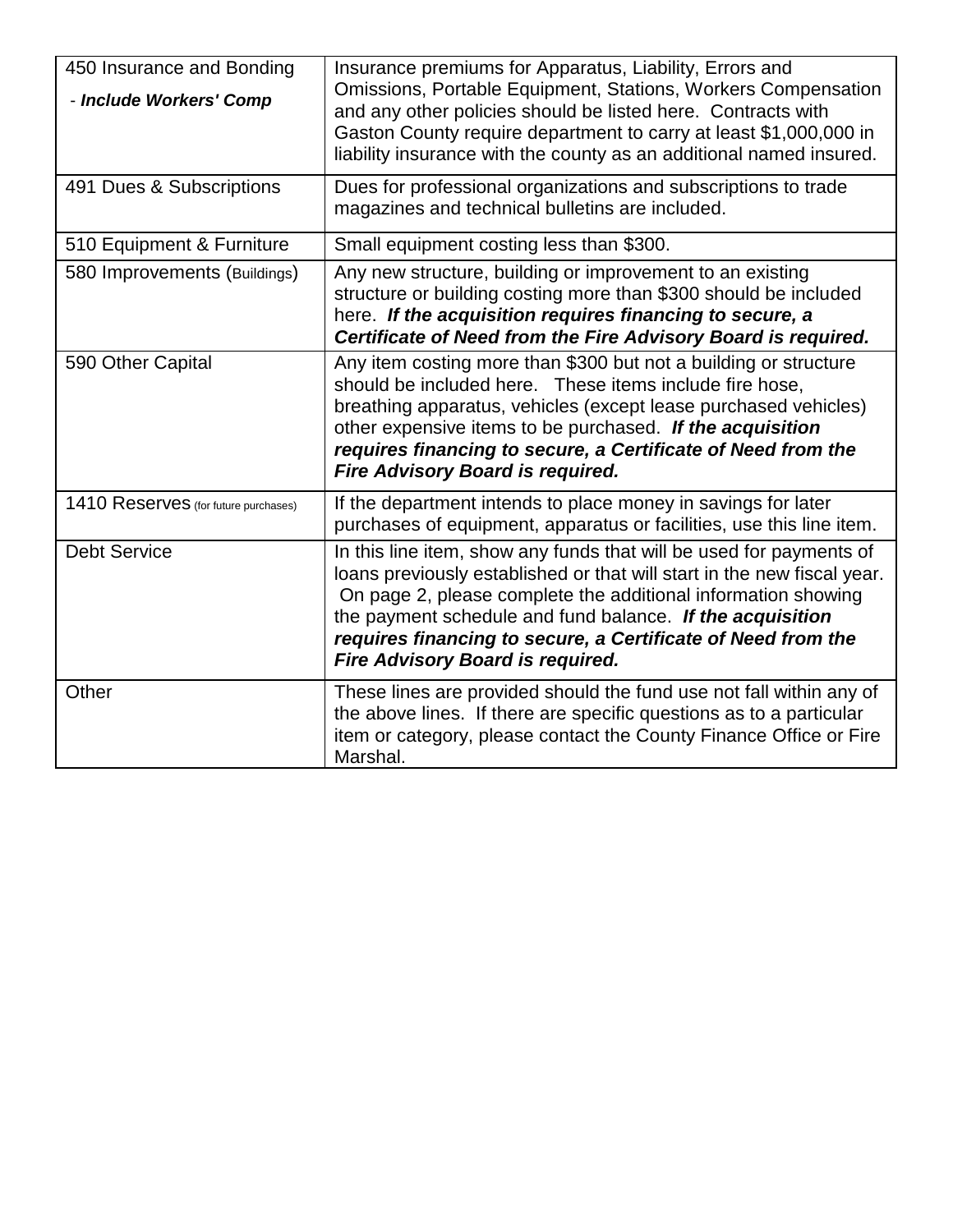| | |
|---|---|
| 450 Insurance and Bonding<br>- ***Include Workers' Comp*** | Insurance premiums for Apparatus, Liability, Errors and Omissions, Portable Equipment, Stations, Workers Compensation and any other policies should be listed here. Contracts with Gaston County require department to carry at least $1,000,000 in liability insurance with the county as an additional named insured. |
| 491 Dues & Subscriptions | Dues for professional organizations and subscriptions to trade magazines and technical bulletins are included. |
| 510 Equipment & Furniture | Small equipment costing less than $300. |
| 580 Improvements (Buildings) | Any new structure, building or improvement to an existing structure or building costing more than $300 should be included here. ***If the acquisition requires financing to secure, a Certificate of Need from the Fire Advisory Board is required.*** |
| 590 Other Capital | Any item costing more than $300 but not a building or structure should be included here. These items include fire hose, breathing apparatus, vehicles (except lease purchased vehicles) other expensive items to be purchased. ***If the acquisition requires financing to secure, a Certificate of Need from the Fire Advisory Board is required.*** |
| 1410 Reserves (for future purchases) | If the department intends to place money in savings for later purchases of equipment, apparatus or facilities, use this line item. |
| Debt Service | In this line item, show any funds that will be used for payments of loans previously established or that will start in the new fiscal year. On page 2, please complete the additional information showing the payment schedule and fund balance. ***If the acquisition requires financing to secure, a Certificate of Need from the Fire Advisory Board is required.*** |
| Other | These lines are provided should the fund use not fall within any of the above lines. If there are specific questions as to a particular item or category, please contact the County Finance Office or Fire Marshal. |